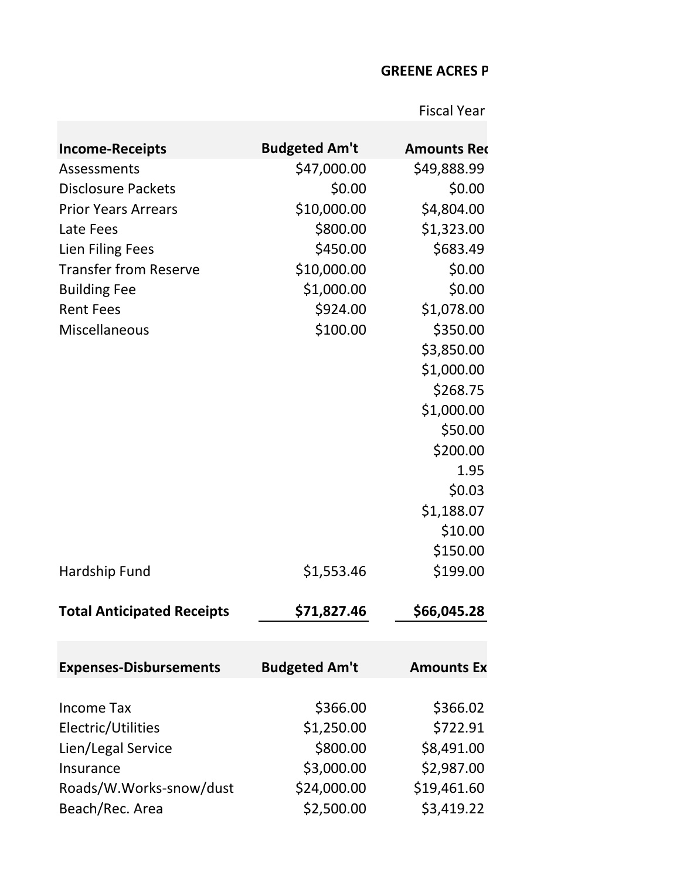# GREENE ACRES P

Fiscal Year

| Income-Receipts | Budgeted Am't | Amounts Rec |
|---|---|---|
| Assessments | $47,000.00 | $49,888.99 |
| Disclosure Packets | $0.00 | $0.00 |
| Prior Years Arrears | $10,000.00 | $4,804.00 |
| Late Fees | $800.00 | $1,323.00 |
| Lien Filing Fees | $450.00 | $683.49 |
| Transfer from Reserve | $10,000.00 | $0.00 |
| Building Fee | $1,000.00 | $0.00 |
| Rent Fees | $924.00 | $1,078.00 |
| Miscellaneous | $100.00 | $350.00 |
| | | $3,850.00 |
| | | $1,000.00 |
| | | $268.75 |
| | | $1,000.00 |
| | | $50.00 |
| | | $200.00 |
| | | 1.95 |
| | | $0.03 |
| | | $1,188.07 |
| | | $10.00 |
| | | $150.00 |
| Hardship Fund | $1,553.46 | $199.00 |
| **Total Anticipated Receipts** | **$71,827.46** | **$66,045.28** |

| Expenses-Disbursements | Budgeted Am't | Amounts Ex |
|---|---|---|
| Income Tax | $366.00 | $366.02 |
| Electric/Utilities | $1,250.00 | $722.91 |
| Lien/Legal Service | $800.00 | $8,491.00 |
| Insurance | $3,000.00 | $2,987.00 |
| Roads/W.Works-snow/dust | $24,000.00 | $19,461.60 |
| Beach/Rec. Area | $2,500.00 | $3,419.22 |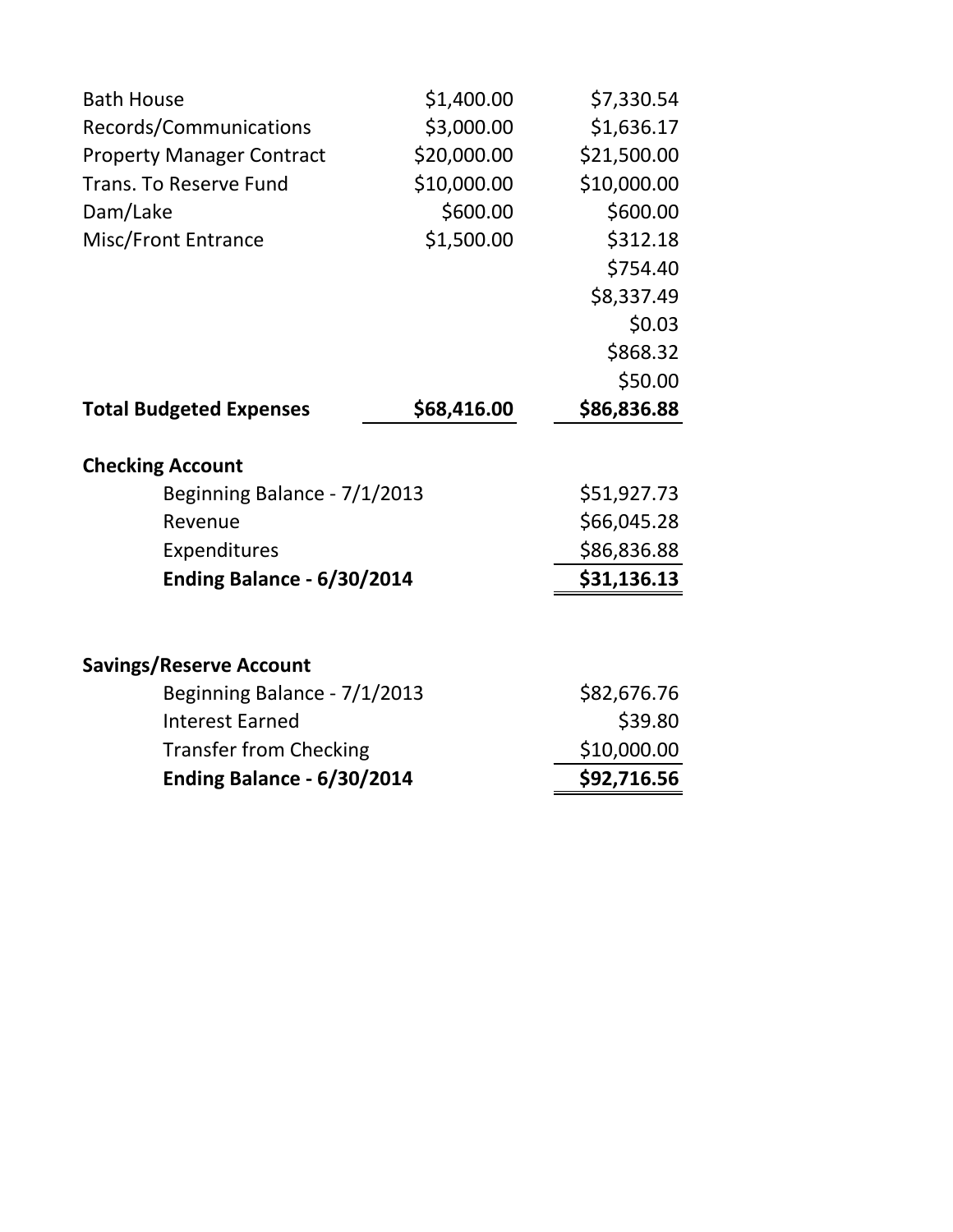| | | |
|---|---|---|
| Bath House | $1,400.00 | $7,330.54 |
| Records/Communications | $3,000.00 | $1,636.17 |
| Property Manager Contract | $20,000.00 | $21,500.00 |
| Trans. To Reserve Fund | $10,000.00 | $10,000.00 |
| Dam/Lake | $600.00 | $600.00 |
| Misc/Front Entrance | $1,500.00 | $312.18 |
| | | $754.40 |
| | | $8,337.49 |
| | | $0.03 |
| | | $868.32 |
| | | $50.00 |
| **Total Budgeted Expenses** | **$68,416.00** | **$86,836.88** |

**Checking Account**

| | |
|---|---|
| Beginning Balance - 7/1/2013 | $51,927.73 |
| Revenue | $66,045.28 |
| Expenditures | $86,836.88 |
| **Ending Balance - 6/30/2014** | **$31,136.13** |

**Savings/Reserve Account**

| | |
|---|---|
| Beginning Balance - 7/1/2013 | $82,676.76 |
| Interest Earned | $39.80 |
| Transfer from Checking | $10,000.00 |
| **Ending Balance - 6/30/2014** | **$92,716.56** |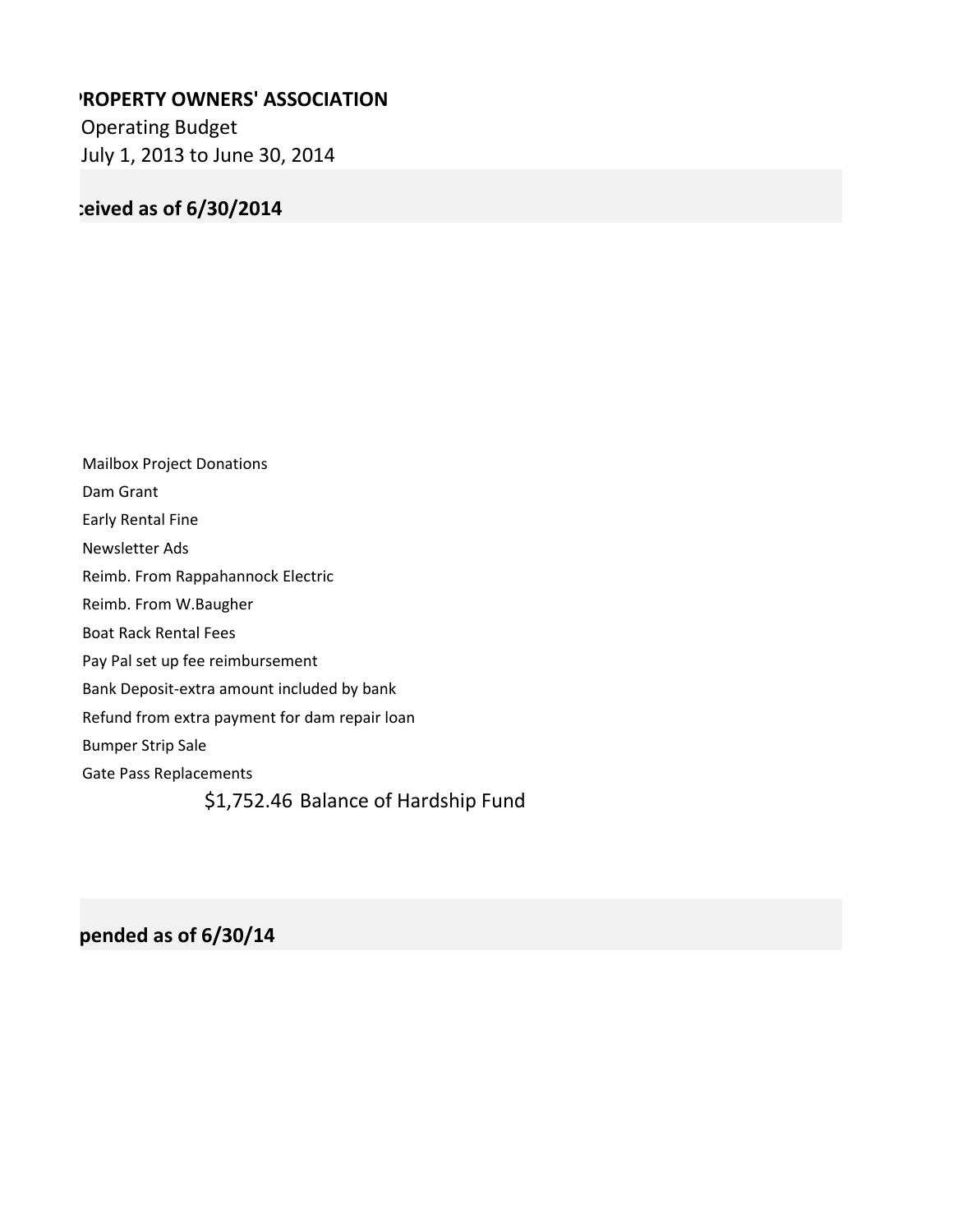**'ROPERTY OWNERS' ASSOCIATION**

Operating Budget

July 1, 2013 to June 30, 2014

**:eived as of 6/30/2014**

Mailbox Project Donations

Dam Grant

Early Rental Fine

Newsletter Ads

Reimb. From Rappahannock Electric

Reimb. From W.Baugher

Boat Rack Rental Fees

Pay Pal set up fee reimbursement

Bank Deposit-extra amount included by bank

Refund from extra payment for dam repair loan

Bumper Strip Sale

Gate Pass Replacements

$1,752.46 Balance of Hardship Fund

**pended as of 6/30/14**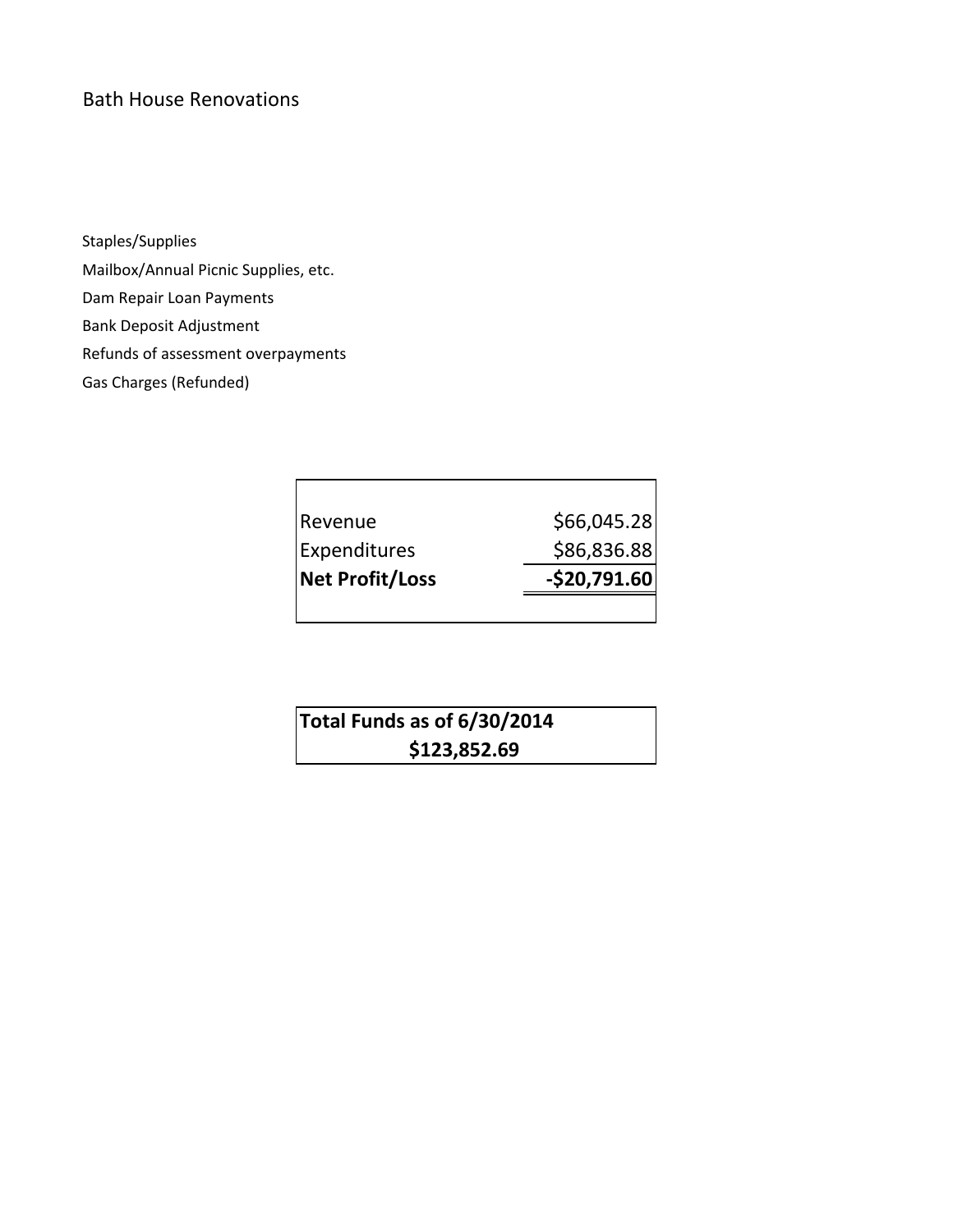Bath House Renovations

Staples/Supplies

Mailbox/Annual Picnic Supplies, etc.

Dam Repair Loan Payments

Bank Deposit Adjustment

Refunds of assessment overpayments

Gas Charges (Refunded)

| | |
|---|---|
| Revenue | $66,045.28 |
| Expenditures | $86,836.88 |
| **Net Profit/Loss** | **-$20,791.60** |

**Total Funds as of 6/30/2014**
**$123,852.69**